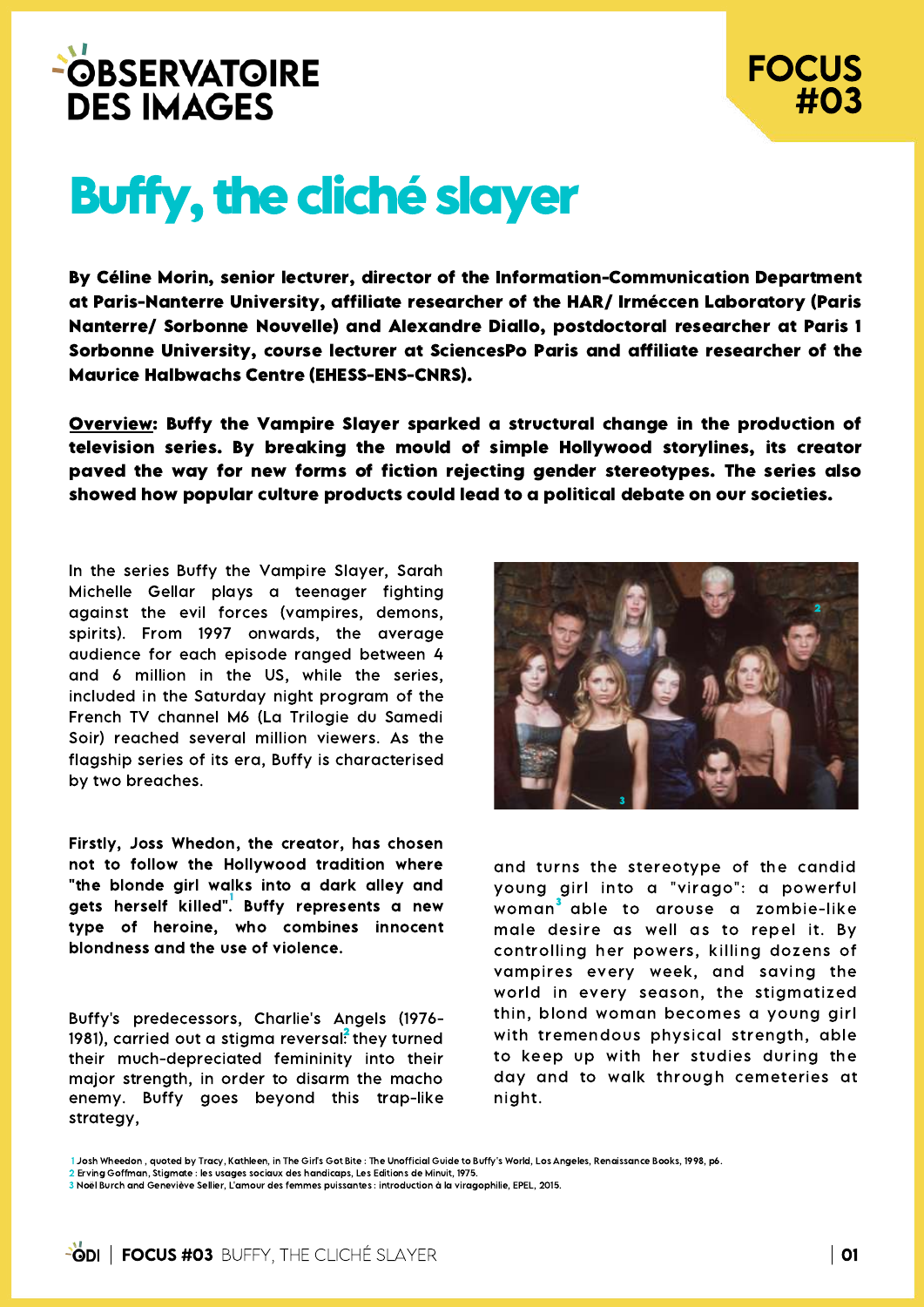OBSERVATOIRE DES IMAGES

FOCUS #03

# Buffy, the cliché slayer

**By Céline Morin, senior lecturer, director of the Information-Communication Department at Paris-Nanterre University, affiliate researcher of the HAR/ Irméccen Laboratory (Paris Nanterre/ Sorbonne Nouvelle) and Alexandre Diallo, postdoctoral researcher at Paris 1 Sorbonne University, course lecturer at SciencesPo Paris and affiliate researcher of the Maurice Halbwachs Centre (EHESS-ENS-CNRS).**

**Overview: Buffy the Vampire Slayer sparked a structural change in the production of television series. By breaking the mould of simple Hollywood storylines, its creator paved the way for new forms of fiction rejecting gender stereotypes. The series also showed how popular culture products could lead to a political debate on our societies.**

In the series Buffy the Vampire Slayer, Sarah Michelle Gellar plays a teenager fighting against the evil forces (vampires, demons, spirits). From 1997 onwards, the average audience for each episode ranged between 4 and 6 million in the US, while the series, included in the Saturday night program of the French TV channel M6 (La Trilogie du Samedi Soir) reached several million viewers. As the flagship series of its era, Buffy is characterised by two breaches.

**Firstly, Joss Whedon, the creator, has chosen not to follow the Hollywood tradition where "the blonde girl walks into a dark alley and gets herself killed".[1] Buffy represents a new type of heroine, who combines innocent blondness and the use of violence.**

Buffy's predecessors, Charlie's Angels (1976-1981), carried out a stigma reversal[2]: they turned their much-depreciated femininity into their major strength, in order to disarm the macho enemy. Buffy goes beyond this trap-like strategy, and turns the stereotype of the candid young girl into a "virago": a powerful woman[3] able to arouse a zombie-like male desire as well as to repel it. By controlling her powers, killing dozens of vampires every week, and saving the world in every season, the stigmatized thin, blond woman becomes a young girl with tremendous physical strength, able to keep up with her studies during the day and to walk through cemeteries at night.

1 Josh Wheedon , quoted by Tracy, Kathleen, in The Girl's Got Bite : The Unofficial Guide to Buffy's World, Los Angeles, Renaissance Books, 1998, p6.
2 Erving Goffman, Stigmate : les usages sociaux des handicaps, Les Editions de Minuit, 1975.
3 Noël Burch and Geneviève Sellier, L'amour des femmes puissantes : introduction à la viragophilie, EPEL, 2015.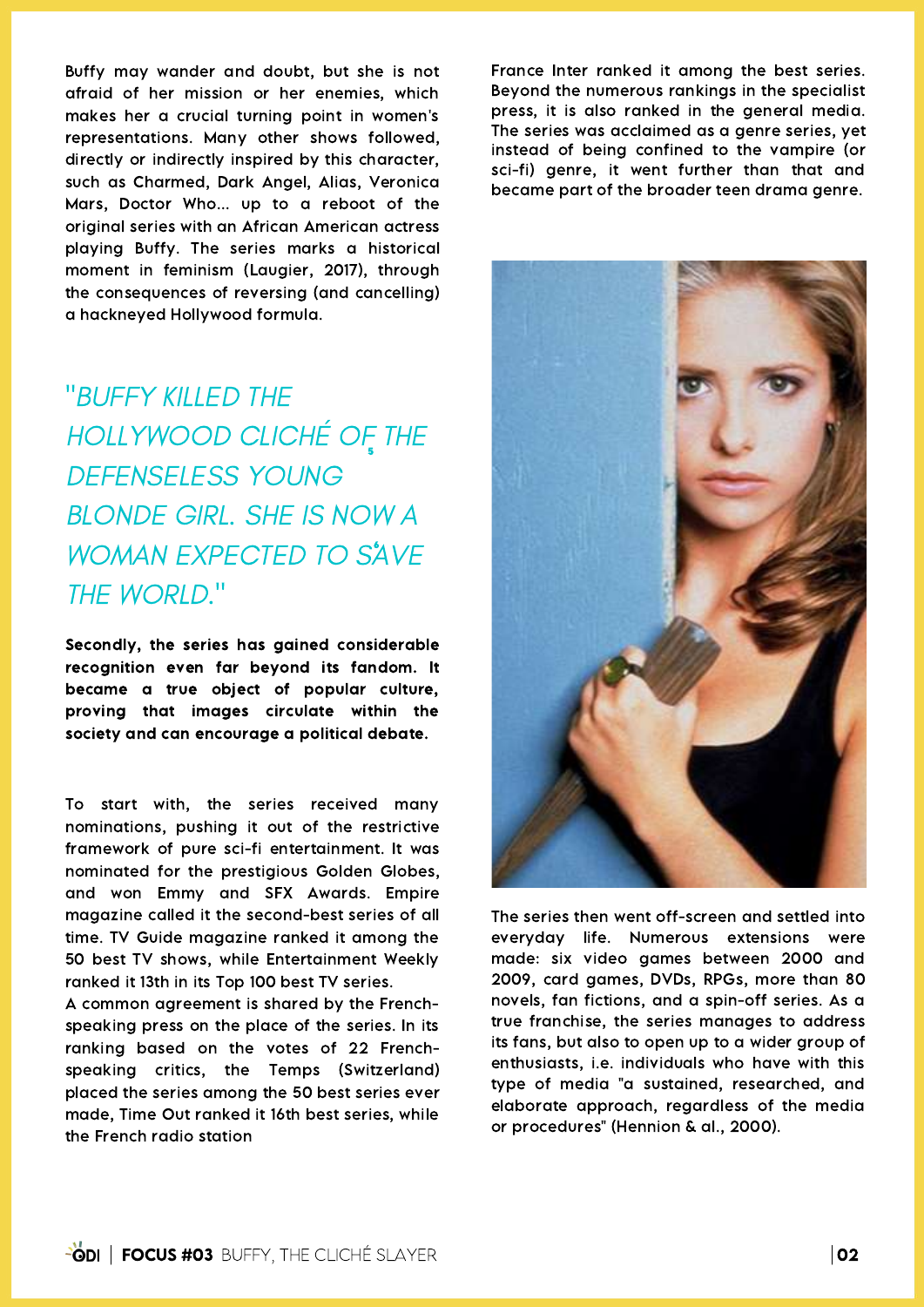Buffy may wander and doubt, but she is not afraid of her mission or her enemies, which makes her a crucial turning point in women's representations. Many other shows followed, directly or indirectly inspired by this character, such as Charmed, Dark Angel, Alias, Veronica Mars, Doctor Who... up to a reboot of the original series with an African American actress playing Buffy. The series marks a historical moment in feminism (Laugier, 2017), through the consequences of reversing (and cancelling) a hackneyed Hollywood formula.

*"BUFFY KILLED THE HOLLYWOOD CLICHÉ OF THE DEFENSELESS YOUNG BLONDE GIRL. SHE IS NOW A WOMAN EXPECTED TO SAVE THE WORLD."*

**Secondly, the series has gained considerable recognition even far beyond its fandom. It became a true object of popular culture, proving that images circulate within the society and can encourage a political debate.**

To start with, the series received many nominations, pushing it out of the restrictive framework of pure sci-fi entertainment. It was nominated for the prestigious Golden Globes, and won Emmy and SFX Awards. Empire magazine called it the second-best series of all time. TV Guide magazine ranked it among the 50 best TV shows, while Entertainment Weekly ranked it 13th in its Top 100 best TV series.
A common agreement is shared by the French-speaking press on the place of the series. In its ranking based on the votes of 22 French-speaking critics, the Temps (Switzerland) placed the series among the 50 best series ever made, Time Out ranked it 16th best series, while the French radio station France Inter ranked it among the best series. Beyond the numerous rankings in the specialist press, it is also ranked in the general media. The series was acclaimed as a genre series, yet instead of being confined to the vampire (or sci-fi) genre, it went further than that and became part of the broader teen drama genre.

The series then went off-screen and settled into everyday life. Numerous extensions were made: six video games between 2000 and 2009, card games, DVDs, RPGs, more than 80 novels, fan fictions, and a spin-off series. As a true franchise, the series manages to address its fans, but also to open up to a wider group of enthusiasts, i.e. individuals who have with this type of media "a sustained, researched, and elaborate approach, regardless of the media or procedures" (Hennion & al., 2000).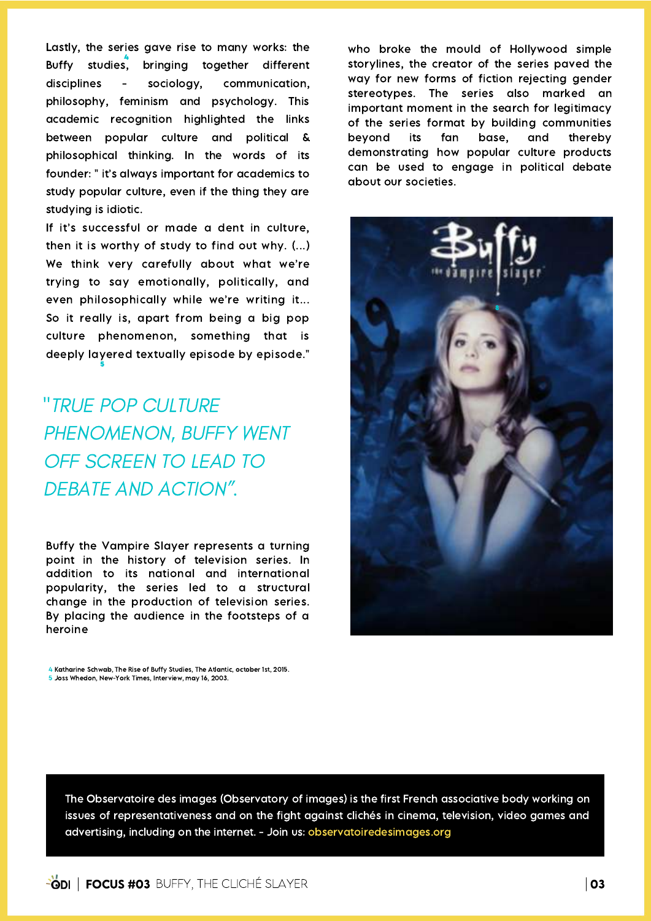Lastly, the series gave rise to many works: the Buffy studies[4], bringing together different disciplines - sociology, communication, philosophy, feminism and psychology. This academic recognition highlighted the links between popular culture and political & philosophical thinking. In the words of its founder: " it's always important for academics to study popular culture, even if the thing they are studying is idiotic.

If it's successful or made a dent in culture, then it is worthy of study to find out why. (...) We think very carefully about what we're trying to say emotionally, politically, and even philosophically while we're writing it... So it really is, apart from being a big pop culture phenomenon, something that is deeply layered textually episode by episode."[5]

*"TRUE POP CULTURE PHENOMENON, BUFFY WENT OFF SCREEN TO LEAD TO DEBATE AND ACTION".*

Buffy the Vampire Slayer represents a turning point in the history of television series. In addition to its national and international popularity, the series led to a structural change in the production of television series. By placing the audience in the footsteps of a heroine who broke the mould of Hollywood simple storylines, the creator of the series paved the way for new forms of fiction rejecting gender stereotypes. The series also marked an important moment in the search for legitimacy of the series format by building communities beyond its fan base, and thereby demonstrating how popular culture products can be used to engage in political debate about our societies.

[4] Katharine Schwab, The Rise of Buffy Studies, The Atlantic, october 1st, 2015.
[5] Joss Whedon, New-York Times, Interview, may 16, 2003.

The Observatoire des images (Observatory of images) is the first French associative body working on issues of representativeness and on the fight against clichés in cinema, television, video games and advertising, including on the internet. - Join us: observatoiredesimages.org